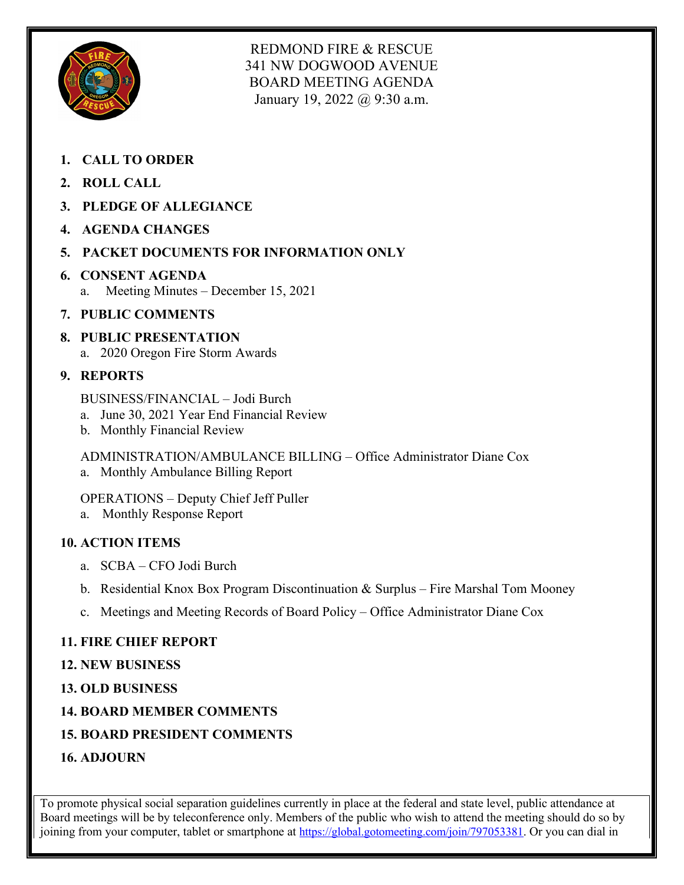# REDMOND FIRE & RESCUE
341 NW DOGWOOD AVENUE
BOARD MEETING AGENDA
January 19, 2022 @ 9:30 a.m.

1. **CALL TO ORDER**
2. **ROLL CALL**
3. **PLEDGE OF ALLEGIANCE**
4. **AGENDA CHANGES**
5. **PACKET DOCUMENTS FOR INFORMATION ONLY**
6. **CONSENT AGENDA**
   a. Meeting Minutes – December 15, 2021
7. **PUBLIC COMMENTS**
8. **PUBLIC PRESENTATION**
   a. 2020 Oregon Fire Storm Awards
9. **REPORTS**

   BUSINESS/FINANCIAL – Jodi Burch
   a. June 30, 2021 Year End Financial Review
   b. Monthly Financial Review

   ADMINISTRATION/AMBULANCE BILLING – Office Administrator Diane Cox
   a. Monthly Ambulance Billing Report

   OPERATIONS – Deputy Chief Jeff Puller
   a. Monthly Response Report
10. **ACTION ITEMS**
    a. SCBA – CFO Jodi Burch
    b. Residential Knox Box Program Discontinuation & Surplus – Fire Marshal Tom Mooney
    c. Meetings and Meeting Records of Board Policy – Office Administrator Diane Cox
11. **FIRE CHIEF REPORT**
12. **NEW BUSINESS**
13. **OLD BUSINESS**
14. **BOARD MEMBER COMMENTS**
15. **BOARD PRESIDENT COMMENTS**
16. **ADJOURN**

To promote physical social separation guidelines currently in place at the federal and state level, public attendance at Board meetings will be by teleconference only. Members of the public who wish to attend the meeting should do so by joining from your computer, tablet or smartphone at https://global.gotomeeting.com/join/797053381. Or you can dial in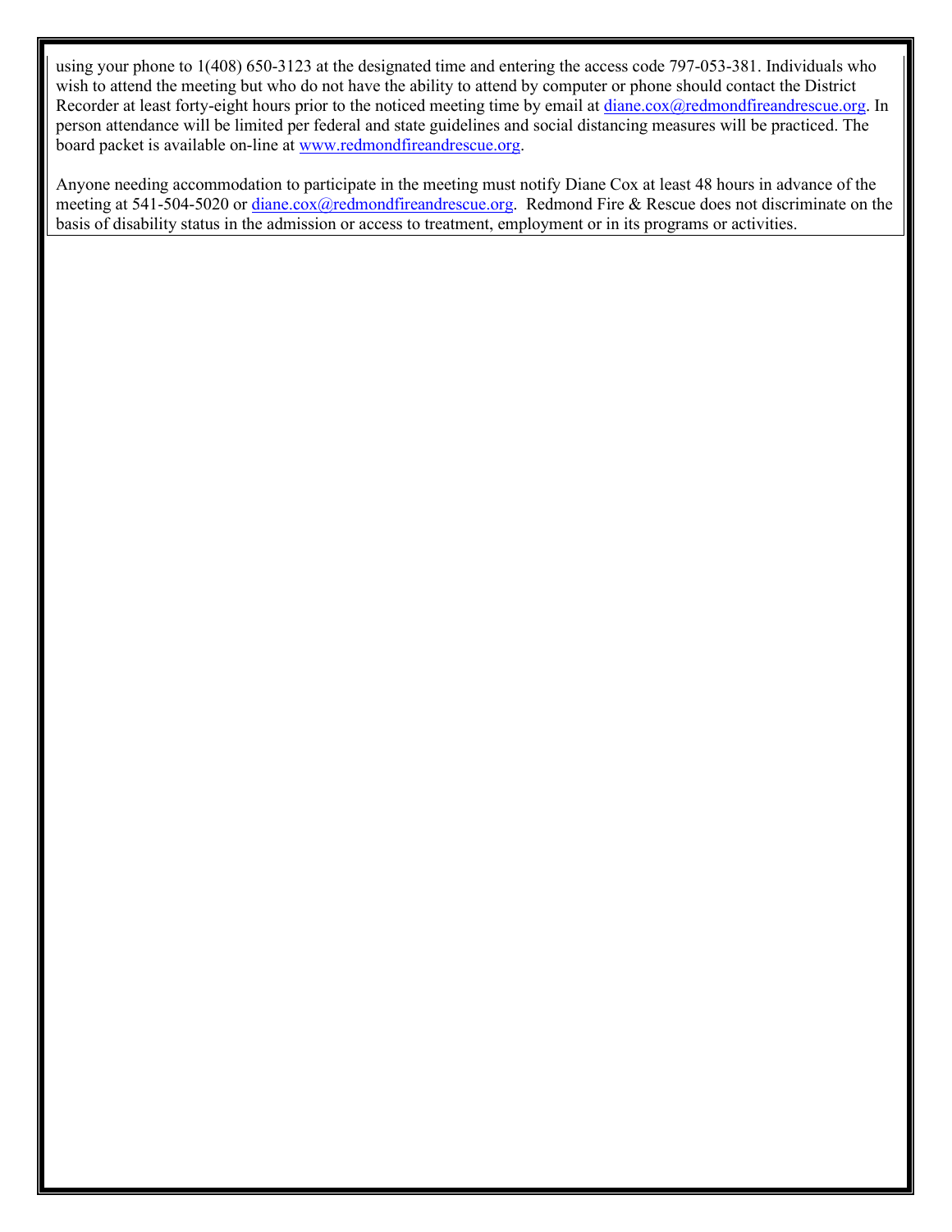using your phone to 1(408) 650-3123 at the designated time and entering the access code 797-053-381. Individuals who wish to attend the meeting but who do not have the ability to attend by computer or phone should contact the District Recorder at least forty-eight hours prior to the noticed meeting time by email at diane.cox@redmondfireandrescue.org. In person attendance will be limited per federal and state guidelines and social distancing measures will be practiced. The board packet is available on-line at www.redmondfireandrescue.org.

Anyone needing accommodation to participate in the meeting must notify Diane Cox at least 48 hours in advance of the meeting at 541-504-5020 or diane.cox@redmondfireandrescue.org. Redmond Fire & Rescue does not discriminate on the basis of disability status in the admission or access to treatment, employment or in its programs or activities.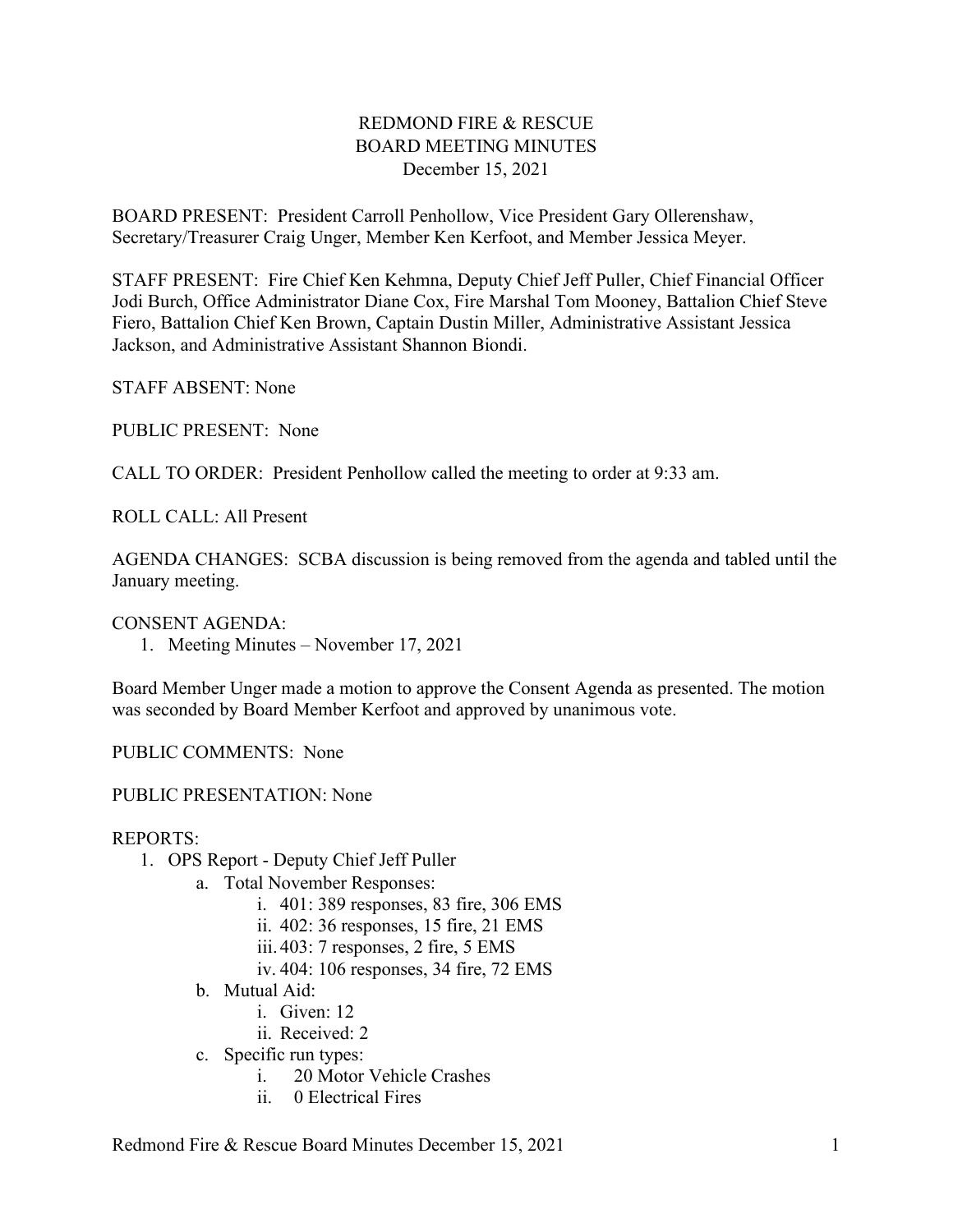REDMOND FIRE & RESCUE
BOARD MEETING MINUTES
December 15, 2021

BOARD PRESENT: President Carroll Penhollow, Vice President Gary Ollerenshaw, Secretary/Treasurer Craig Unger, Member Ken Kerfoot, and Member Jessica Meyer.

STAFF PRESENT: Fire Chief Ken Kehmna, Deputy Chief Jeff Puller, Chief Financial Officer Jodi Burch, Office Administrator Diane Cox, Fire Marshal Tom Mooney, Battalion Chief Steve Fiero, Battalion Chief Ken Brown, Captain Dustin Miller, Administrative Assistant Jessica Jackson, and Administrative Assistant Shannon Biondi.

STAFF ABSENT: None

PUBLIC PRESENT: None

CALL TO ORDER: President Penhollow called the meeting to order at 9:33 am.

ROLL CALL: All Present

AGENDA CHANGES: SCBA discussion is being removed from the agenda and tabled until the January meeting.

CONSENT AGENDA:
1. Meeting Minutes – November 17, 2021

Board Member Unger made a motion to approve the Consent Agenda as presented. The motion was seconded by Board Member Kerfoot and approved by unanimous vote.

PUBLIC COMMENTS: None

PUBLIC PRESENTATION: None

REPORTS:
1. OPS Report - Deputy Chief Jeff Puller
   a. Total November Responses:
      i. 401: 389 responses, 83 fire, 306 EMS
      ii. 402: 36 responses, 15 fire, 21 EMS
      iii. 403: 7 responses, 2 fire, 5 EMS
      iv. 404: 106 responses, 34 fire, 72 EMS
   b. Mutual Aid:
      i. Given: 12
      ii. Received: 2
   c. Specific run types:
      i. 20 Motor Vehicle Crashes
      ii. 0 Electrical Fires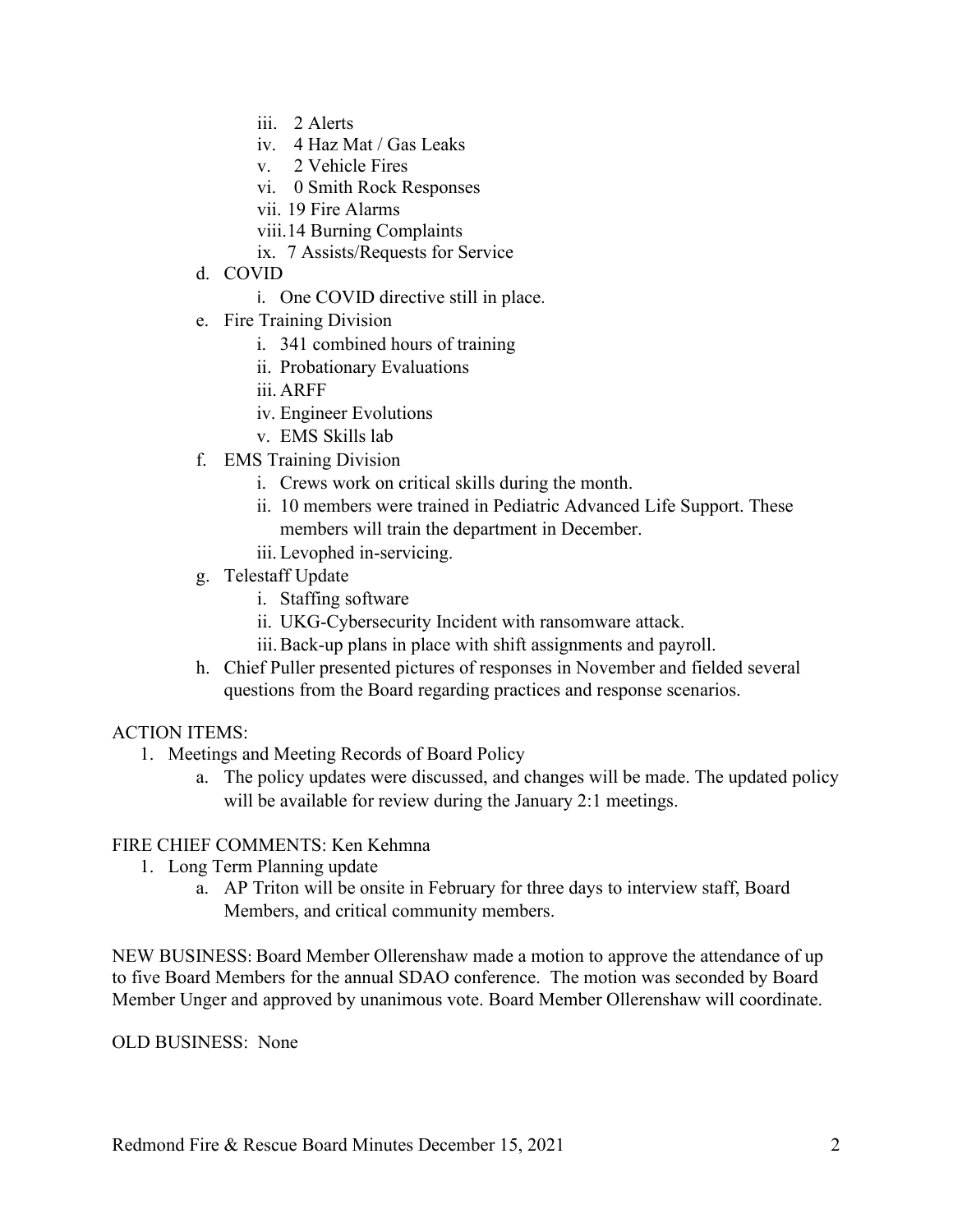iii. 2 Alerts
iv. 4 Haz Mat / Gas Leaks
v. 2 Vehicle Fires
vi. 0 Smith Rock Responses
vii. 19 Fire Alarms
viii. 14 Burning Complaints
ix. 7 Assists/Requests for Service

d. COVID
   i. One COVID directive still in place.

e. Fire Training Division
   i. 341 combined hours of training
   ii. Probationary Evaluations
   iii. ARFF
   iv. Engineer Evolutions
   v. EMS Skills lab

f. EMS Training Division
   i. Crews work on critical skills during the month.
   ii. 10 members were trained in Pediatric Advanced Life Support. These members will train the department in December.
   iii. Levophed in-servicing.

g. Telestaff Update
   i. Staffing software
   ii. UKG-Cybersecurity Incident with ransomware attack.
   iii. Back-up plans in place with shift assignments and payroll.

h. Chief Puller presented pictures of responses in November and fielded several questions from the Board regarding practices and response scenarios.

ACTION ITEMS:

1. Meetings and Meeting Records of Board Policy
   a. The policy updates were discussed, and changes will be made. The updated policy will be available for review during the January 2:1 meetings.

FIRE CHIEF COMMENTS: Ken Kehmna

1. Long Term Planning update
   a. AP Triton will be onsite in February for three days to interview staff, Board Members, and critical community members.

NEW BUSINESS: Board Member Ollerenshaw made a motion to approve the attendance of up to five Board Members for the annual SDAO conference. The motion was seconded by Board Member Unger and approved by unanimous vote. Board Member Ollerenshaw will coordinate.

OLD BUSINESS: None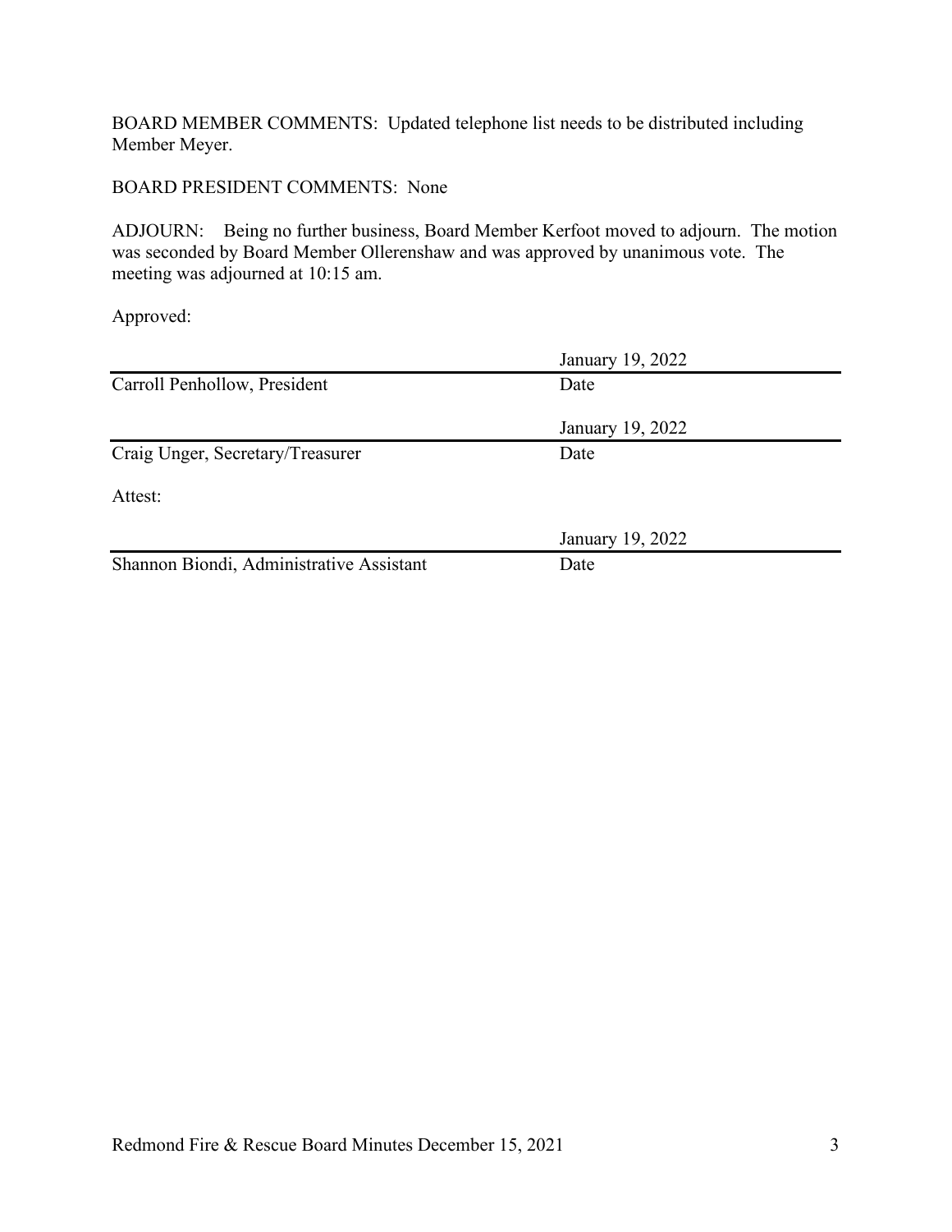BOARD MEMBER COMMENTS: Updated telephone list needs to be distributed including Member Meyer.

BOARD PRESIDENT COMMENTS: None

ADJOURN: Being no further business, Board Member Kerfoot moved to adjourn. The motion was seconded by Board Member Ollerenshaw and was approved by unanimous vote. The meeting was adjourned at 10:15 am.

Approved:

| | January 19, 2022 |
|---|---|
| Carroll Penhollow, President | Date |

| | January 19, 2022 |
|---|---|
| Craig Unger, Secretary/Treasurer | Date |

Attest:

| | January 19, 2022 |
|---|---|
| Shannon Biondi, Administrative Assistant | Date |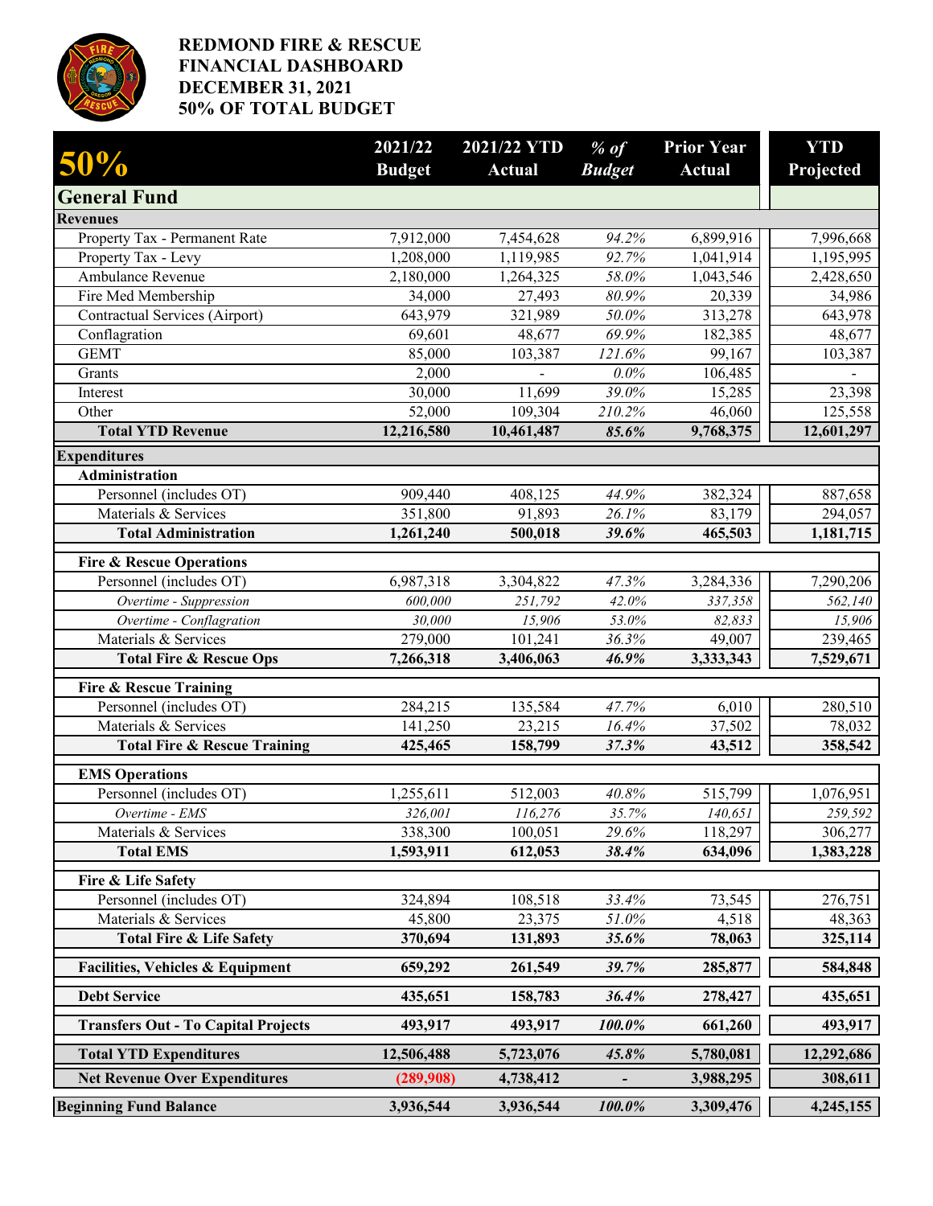# REDMOND FIRE & RESCUE
# FINANCIAL DASHBOARD
# DECEMBER 31, 2021
# 50% OF TOTAL BUDGET

| 50% | 2021/22 Budget | 2021/22 YTD Actual | *% of Budget* | Prior Year Actual | YTD Projected |
|---|---|---|---|---|---|
| **General Fund** | | | | | |
| **Revenues** | | | | | |
| Property Tax - Permanent Rate | 7,912,000 | 7,454,628 | *94.2%* | 6,899,916 | 7,996,668 |
| Property Tax - Levy | 1,208,000 | 1,119,985 | *92.7%* | 1,041,914 | 1,195,995 |
| Ambulance Revenue | 2,180,000 | 1,264,325 | *58.0%* | 1,043,546 | 2,428,650 |
| Fire Med Membership | 34,000 | 27,493 | *80.9%* | 20,339 | 34,986 |
| Contractual Services (Airport) | 643,979 | 321,989 | *50.0%* | 313,278 | 643,978 |
| Conflagration | 69,601 | 48,677 | *69.9%* | 182,385 | 48,677 |
| GEMT | 85,000 | 103,387 | *121.6%* | 99,167 | 103,387 |
| Grants | 2,000 | - | *0.0%* | 106,485 | - |
| Interest | 30,000 | 11,699 | *39.0%* | 15,285 | 23,398 |
| Other | 52,000 | 109,304 | *210.2%* | 46,060 | 125,558 |
| **Total YTD Revenue** | **12,216,580** | **10,461,487** | ***85.6%*** | **9,768,375** | **12,601,297** |
| **Expenditures** | | | | | |
| **Administration** | | | | | |
| Personnel (includes OT) | 909,440 | 408,125 | *44.9%* | 382,324 | 887,658 |
| Materials & Services | 351,800 | 91,893 | *26.1%* | 83,179 | 294,057 |
| **Total Administration** | **1,261,240** | **500,018** | ***39.6%*** | **465,503** | **1,181,715** |
| **Fire & Rescue Operations** | | | | | |
| Personnel (includes OT) | 6,987,318 | 3,304,822 | *47.3%* | 3,284,336 | 7,290,206 |
| *Overtime - Suppression* | *600,000* | *251,792* | *42.0%* | *337,358* | *562,140* |
| *Overtime - Conflagration* | *30,000* | *15,906* | *53.0%* | *82,833* | *15,906* |
| Materials & Services | 279,000 | 101,241 | *36.3%* | 49,007 | 239,465 |
| **Total Fire & Rescue Ops** | **7,266,318** | **3,406,063** | ***46.9%*** | **3,333,343** | **7,529,671** |
| **Fire & Rescue Training** | | | | | |
| Personnel (includes OT) | 284,215 | 135,584 | *47.7%* | 6,010 | 280,510 |
| Materials & Services | 141,250 | 23,215 | *16.4%* | 37,502 | 78,032 |
| **Total Fire & Rescue Training** | **425,465** | **158,799** | ***37.3%*** | **43,512** | **358,542** |
| **EMS Operations** | | | | | |
| Personnel (includes OT) | 1,255,611 | 512,003 | *40.8%* | 515,799 | 1,076,951 |
| *Overtime - EMS* | *326,001* | *116,276* | *35.7%* | *140,651* | *259,592* |
| Materials & Services | 338,300 | 100,051 | *29.6%* | 118,297 | 306,277 |
| **Total EMS** | **1,593,911** | **612,053** | ***38.4%*** | **634,096** | **1,383,228** |
| **Fire & Life Safety** | | | | | |
| Personnel (includes OT) | 324,894 | 108,518 | *33.4%* | 73,545 | 276,751 |
| Materials & Services | 45,800 | 23,375 | *51.0%* | 4,518 | 48,363 |
| **Total Fire & Life Safety** | **370,694** | **131,893** | ***35.6%*** | **78,063** | **325,114** |
| **Facilities, Vehicles & Equipment** | **659,292** | **261,549** | ***39.7%*** | **285,877** | **584,848** |
| **Debt Service** | **435,651** | **158,783** | ***36.4%*** | **278,427** | **435,651** |
| **Transfers Out - To Capital Projects** | **493,917** | **493,917** | ***100.0%*** | **661,260** | **493,917** |
| **Total YTD Expenditures** | **12,506,488** | **5,723,076** | ***45.8%*** | **5,780,081** | **12,292,686** |
| **Net Revenue Over Expenditures** | **(289,908)** | **4,738,412** | ***-*** | **3,988,295** | **308,611** |
| **Beginning Fund Balance** | **3,936,544** | **3,936,544** | ***100.0%*** | **3,309,476** | **4,245,155** |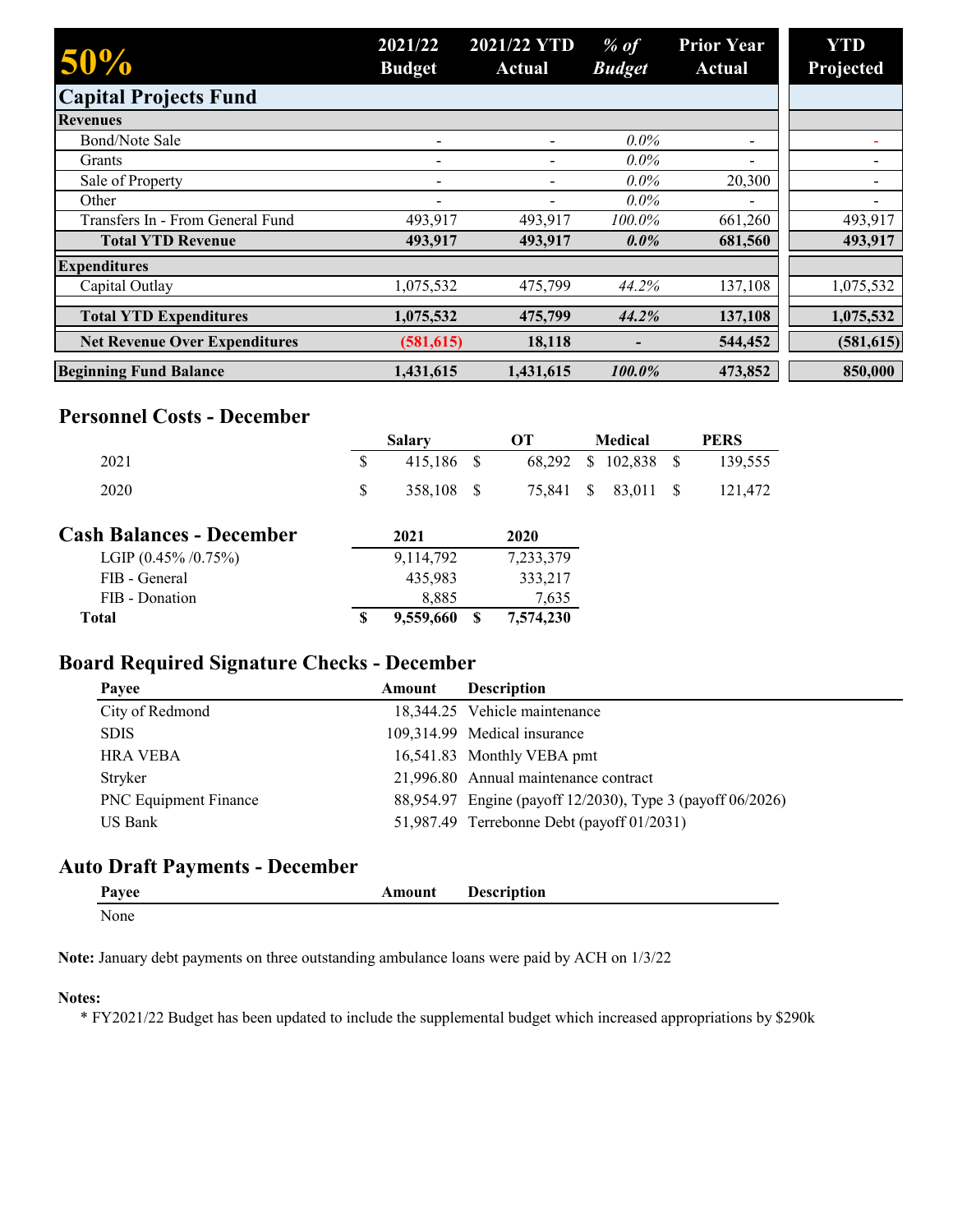| 50% | 2021/22 Budget | 2021/22 YTD Actual | *% of Budget* | Prior Year Actual | YTD Projected |
|---|---|---|---|---|---|
| **Capital Projects Fund** | | | | | |
| **Revenues** | | | | | |
| Bond/Note Sale | - | - | *0.0%* | - | - |
| Grants | - | - | *0.0%* | - | - |
| Sale of Property | - | - | *0.0%* | 20,300 | - |
| Other | - | - | *0.0%* | - | - |
| Transfers In - From General Fund | 493,917 | 493,917 | *100.0%* | 661,260 | 493,917 |
| **Total YTD Revenue** | **493,917** | **493,917** | ***0.0%*** | **681,560** | **493,917** |
| **Expenditures** | | | | | |
| Capital Outlay | 1,075,532 | 475,799 | *44.2%* | 137,108 | 1,075,532 |
| **Total YTD Expenditures** | **1,075,532** | **475,799** | ***44.2%*** | **137,108** | **1,075,532** |
| **Net Revenue Over Expenditures** | **(581,615)** | **18,118** | ***-*** | **544,452** | **(581,615)** |
| **Beginning Fund Balance** | **1,431,615** | **1,431,615** | ***100.0%*** | **473,852** | **850,000** |

## Personnel Costs - December

| | Salary | OT | Medical | PERS |
|---|---|---|---|---|
| 2021 | $ 415,186 | $ 68,292 | $ 102,838 | $ 139,555 |
| 2020 | $ 358,108 | $ 75,841 | $ 83,011 | $ 121,472 |

## Cash Balances - December

| | 2021 | 2020 |
|---|---|---|
| LGIP (0.45% /0.75%) | 9,114,792 | 7,233,379 |
| FIB - General | 435,983 | 333,217 |
| FIB - Donation | 8,885 | 7,635 |
| **Total** | **$ 9,559,660** | **$ 7,574,230** |

## Board Required Signature Checks - December

| Payee | Amount | Description |
|---|---|---|
| City of Redmond | 18,344.25 | Vehicle maintenance |
| SDIS | 109,314.99 | Medical insurance |
| HRA VEBA | 16,541.83 | Monthly VEBA pmt |
| Stryker | 21,996.80 | Annual maintenance contract |
| PNC Equipment Finance | 88,954.97 | Engine (payoff 12/2030), Type 3 (payoff 06/2026) |
| US Bank | 51,987.49 | Terrebonne Debt (payoff 01/2031) |

## Auto Draft Payments - December

| Payee | Amount | Description |
|---|---|---|
| None | | |

**Note:** January debt payments on three outstanding ambulance loans were paid by ACH on 1/3/22

**Notes:**

* FY2021/22 Budget has been updated to include the supplemental budget which increased appropriations by $290k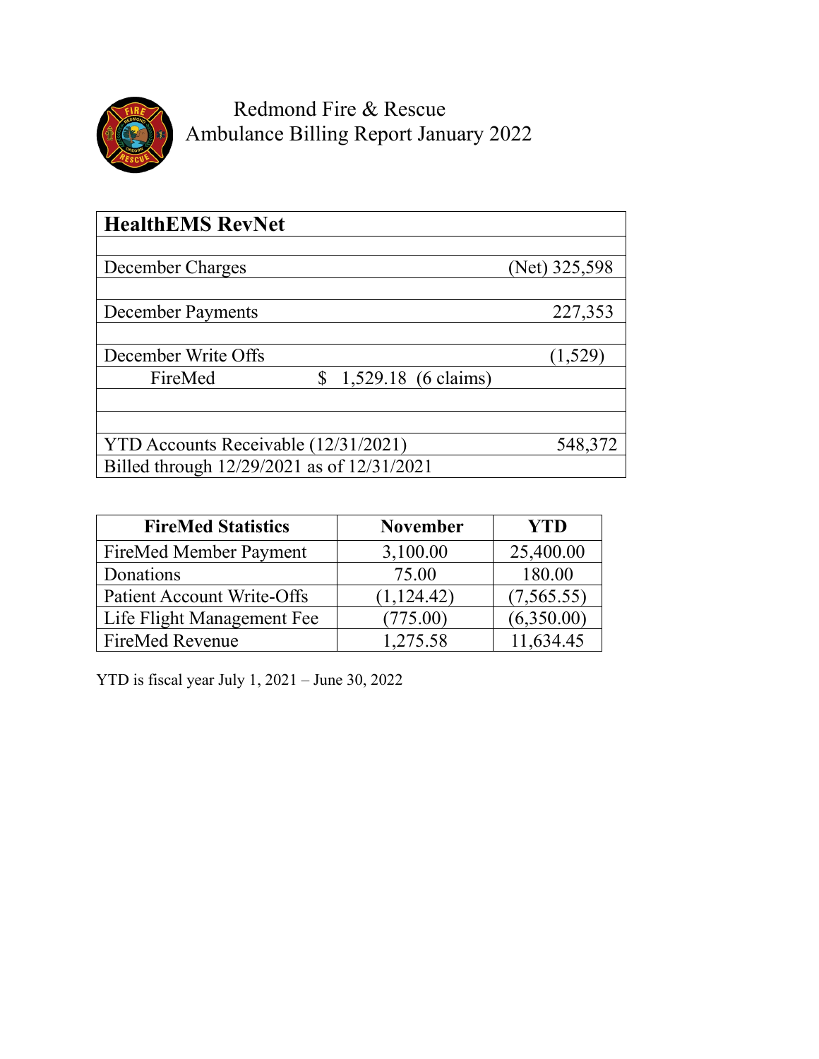# Redmond Fire & Rescue
## Ambulance Billing Report January 2022

| HealthEMS RevNet | | |
|---|---|---|
| | | |
| December Charges | | (Net) 325,598 |
| | | |
| December Payments | | 227,353 |
| | | |
| December Write Offs | | (1,529) |
| FireMed | $ 1,529.18 (6 claims) | |
| | | |
| | | |
| YTD Accounts Receivable (12/31/2021) | | 548,372 |
| Billed through 12/29/2021 as of 12/31/2021 | | |

| FireMed Statistics | November | YTD |
|---|---|---|
| FireMed Member Payment | 3,100.00 | 25,400.00 |
| Donations | 75.00 | 180.00 |
| Patient Account Write-Offs | (1,124.42) | (7,565.55) |
| Life Flight Management Fee | (775.00) | (6,350.00) |
| FireMed Revenue | 1,275.58 | 11,634.45 |

YTD is fiscal year July 1, 2021 – June 30, 2022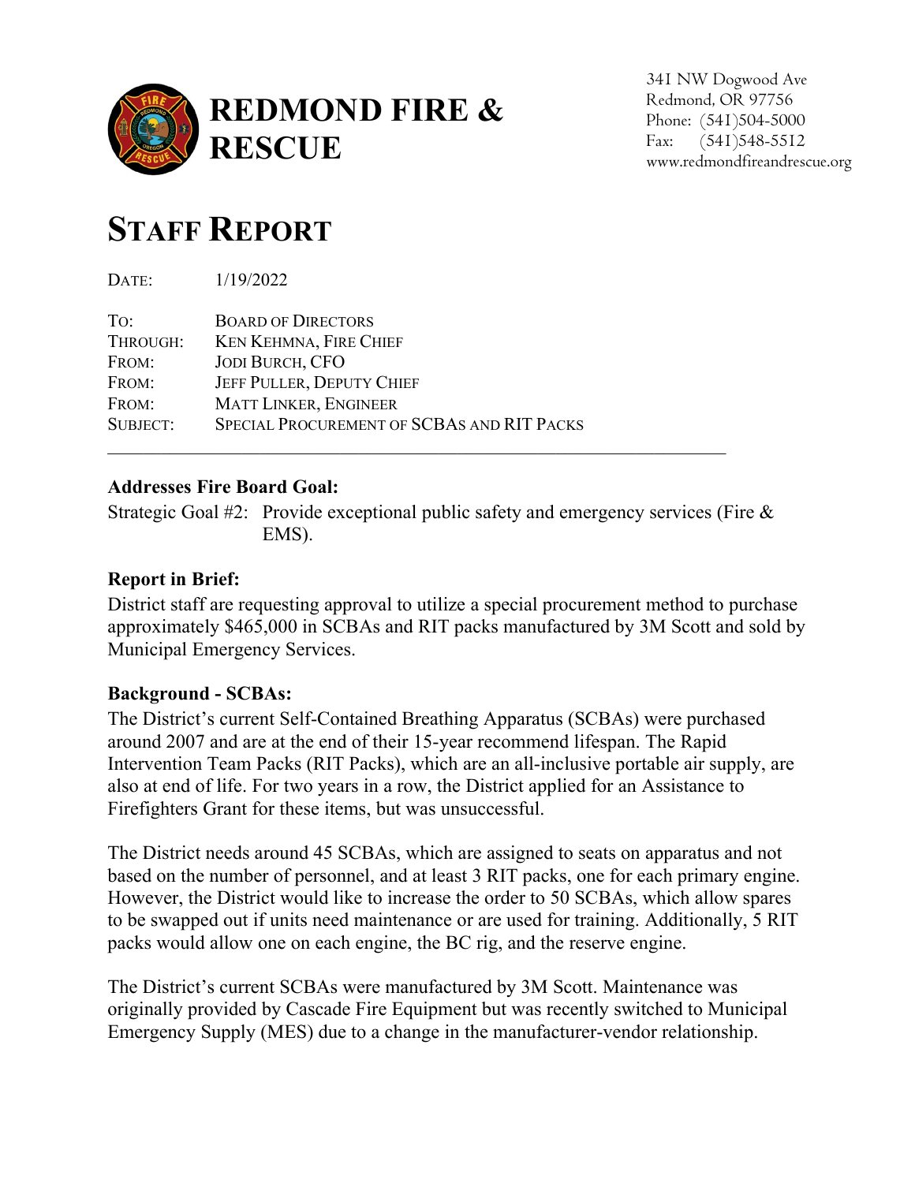# REDMOND FIRE & RESCUE

341 NW Dogwood Ave
Redmond, OR 97756
Phone: (541)504-5000
Fax: (541)548-5512
www.redmondfireandrescue.org

# STAFF REPORT

DATE: 1/19/2022

TO: BOARD OF DIRECTORS
THROUGH: KEN KEHMNA, FIRE CHIEF
FROM: JODI BURCH, CFO
FROM: JEFF PULLER, DEPUTY CHIEF
FROM: MATT LINKER, ENGINEER
SUBJECT: SPECIAL PROCUREMENT OF SCBAS AND RIT PACKS

---

**Addresses Fire Board Goal:**

Strategic Goal #2: Provide exceptional public safety and emergency services (Fire & EMS).

**Report in Brief:**

District staff are requesting approval to utilize a special procurement method to purchase approximately $465,000 in SCBAs and RIT packs manufactured by 3M Scott and sold by Municipal Emergency Services.

**Background - SCBAs:**

The District's current Self-Contained Breathing Apparatus (SCBAs) were purchased around 2007 and are at the end of their 15-year recommend lifespan. The Rapid Intervention Team Packs (RIT Packs), which are an all-inclusive portable air supply, are also at end of life. For two years in a row, the District applied for an Assistance to Firefighters Grant for these items, but was unsuccessful.

The District needs around 45 SCBAs, which are assigned to seats on apparatus and not based on the number of personnel, and at least 3 RIT packs, one for each primary engine. However, the District would like to increase the order to 50 SCBAs, which allow spares to be swapped out if units need maintenance or are used for training. Additionally, 5 RIT packs would allow one on each engine, the BC rig, and the reserve engine.

The District's current SCBAs were manufactured by 3M Scott. Maintenance was originally provided by Cascade Fire Equipment but was recently switched to Municipal Emergency Supply (MES) due to a change in the manufacturer-vendor relationship.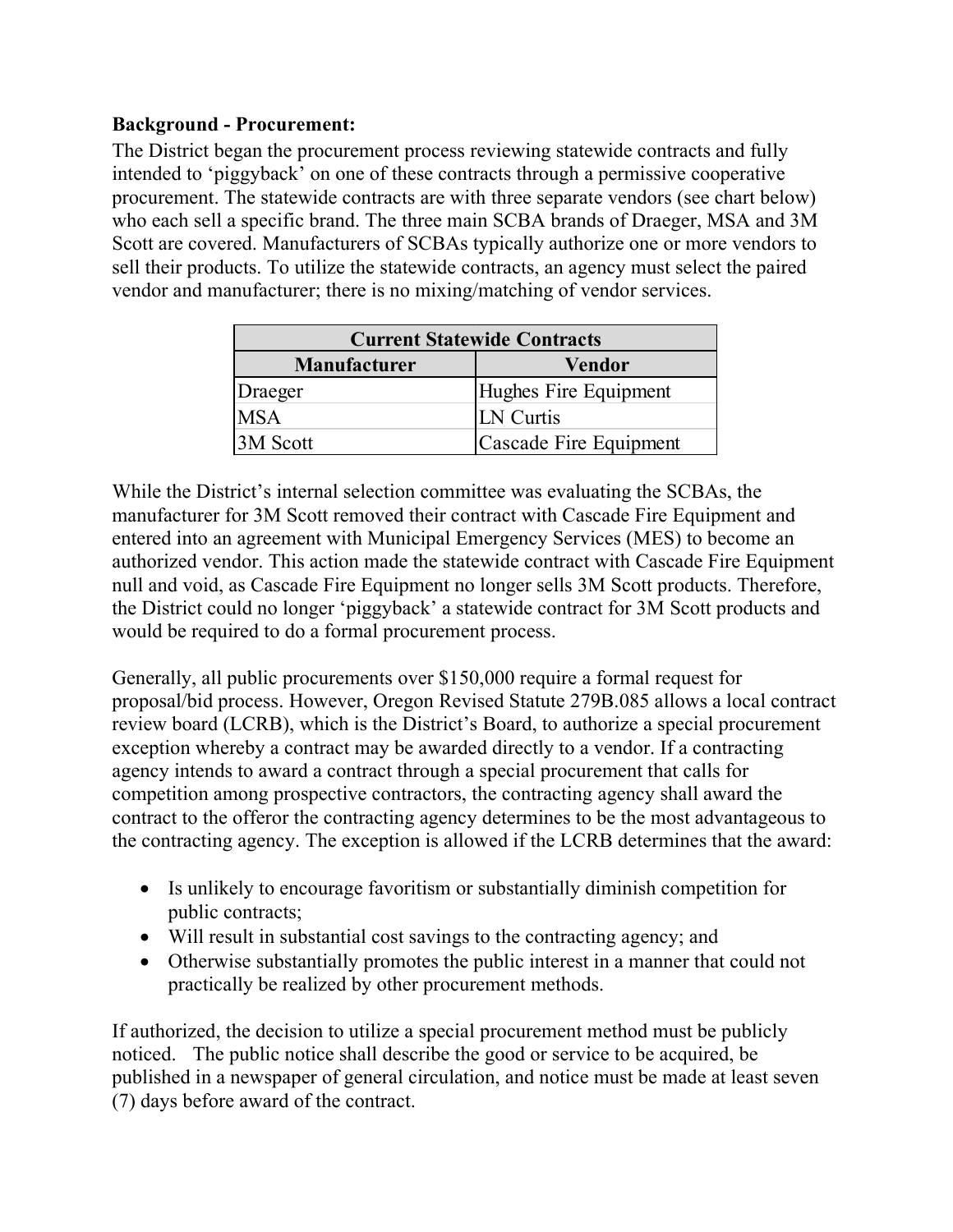**Background - Procurement:**

The District began the procurement process reviewing statewide contracts and fully intended to 'piggyback' on one of these contracts through a permissive cooperative procurement. The statewide contracts are with three separate vendors (see chart below) who each sell a specific brand. The three main SCBA brands of Draeger, MSA and 3M Scott are covered. Manufacturers of SCBAs typically authorize one or more vendors to sell their products. To utilize the statewide contracts, an agency must select the paired vendor and manufacturer; there is no mixing/matching of vendor services.

| Current Statewide Contracts | |
|---|---|
| **Manufacturer** | **Vendor** |
| Draeger | Hughes Fire Equipment |
| MSA | LN Curtis |
| 3M Scott | Cascade Fire Equipment |

While the District's internal selection committee was evaluating the SCBAs, the manufacturer for 3M Scott removed their contract with Cascade Fire Equipment and entered into an agreement with Municipal Emergency Services (MES) to become an authorized vendor. This action made the statewide contract with Cascade Fire Equipment null and void, as Cascade Fire Equipment no longer sells 3M Scott products. Therefore, the District could no longer 'piggyback' a statewide contract for 3M Scott products and would be required to do a formal procurement process.

Generally, all public procurements over $150,000 require a formal request for proposal/bid process. However, Oregon Revised Statute 279B.085 allows a local contract review board (LCRB), which is the District's Board, to authorize a special procurement exception whereby a contract may be awarded directly to a vendor. If a contracting agency intends to award a contract through a special procurement that calls for competition among prospective contractors, the contracting agency shall award the contract to the offeror the contracting agency determines to be the most advantageous to the contracting agency. The exception is allowed if the LCRB determines that the award:

- Is unlikely to encourage favoritism or substantially diminish competition for public contracts;
- Will result in substantial cost savings to the contracting agency; and
- Otherwise substantially promotes the public interest in a manner that could not practically be realized by other procurement methods.

If authorized, the decision to utilize a special procurement method must be publicly noticed. The public notice shall describe the good or service to be acquired, be published in a newspaper of general circulation, and notice must be made at least seven (7) days before award of the contract.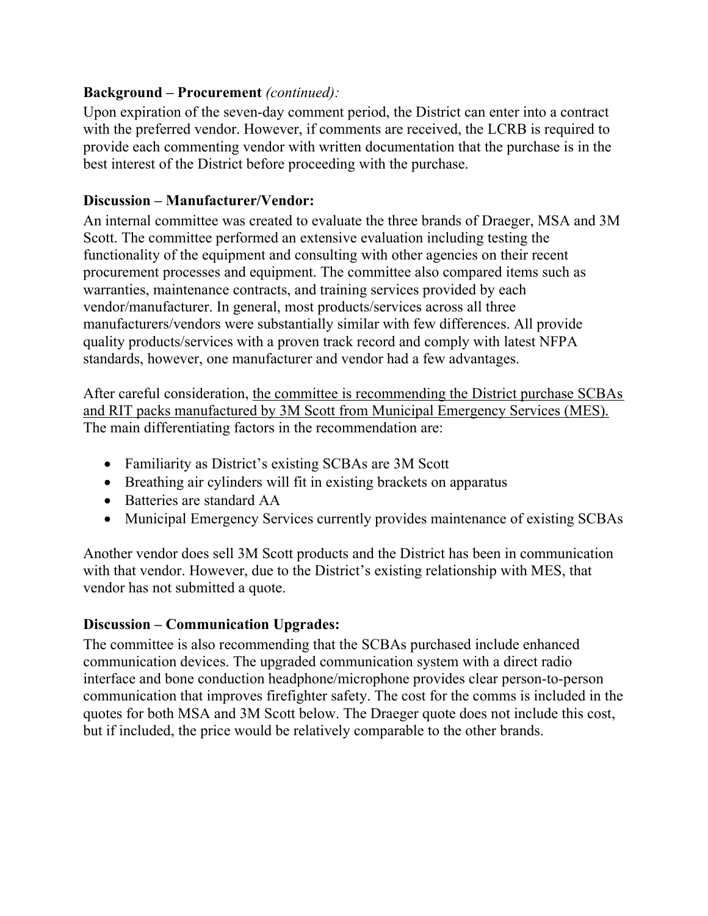**Background – Procurement** *(continued):*

Upon expiration of the seven-day comment period, the District can enter into a contract with the preferred vendor. However, if comments are received, the LCRB is required to provide each commenting vendor with written documentation that the purchase is in the best interest of the District before proceeding with the purchase.

**Discussion – Manufacturer/Vendor:**

An internal committee was created to evaluate the three brands of Draeger, MSA and 3M Scott. The committee performed an extensive evaluation including testing the functionality of the equipment and consulting with other agencies on their recent procurement processes and equipment. The committee also compared items such as warranties, maintenance contracts, and training services provided by each vendor/manufacturer. In general, most products/services across all three manufacturers/vendors were substantially similar with few differences. All provide quality products/services with a proven track record and comply with latest NFPA standards, however, one manufacturer and vendor had a few advantages.

After careful consideration, <u>the committee is recommending the District purchase SCBAs and RIT packs manufactured by 3M Scott from Municipal Emergency Services (MES).</u> The main differentiating factors in the recommendation are:

- Familiarity as District's existing SCBAs are 3M Scott
- Breathing air cylinders will fit in existing brackets on apparatus
- Batteries are standard AA
- Municipal Emergency Services currently provides maintenance of existing SCBAs

Another vendor does sell 3M Scott products and the District has been in communication with that vendor. However, due to the District's existing relationship with MES, that vendor has not submitted a quote.

**Discussion – Communication Upgrades:**

The committee is also recommending that the SCBAs purchased include enhanced communication devices. The upgraded communication system with a direct radio interface and bone conduction headphone/microphone provides clear person-to-person communication that improves firefighter safety. The cost for the comms is included in the quotes for both MSA and 3M Scott below. The Draeger quote does not include this cost, but if included, the price would be relatively comparable to the other brands.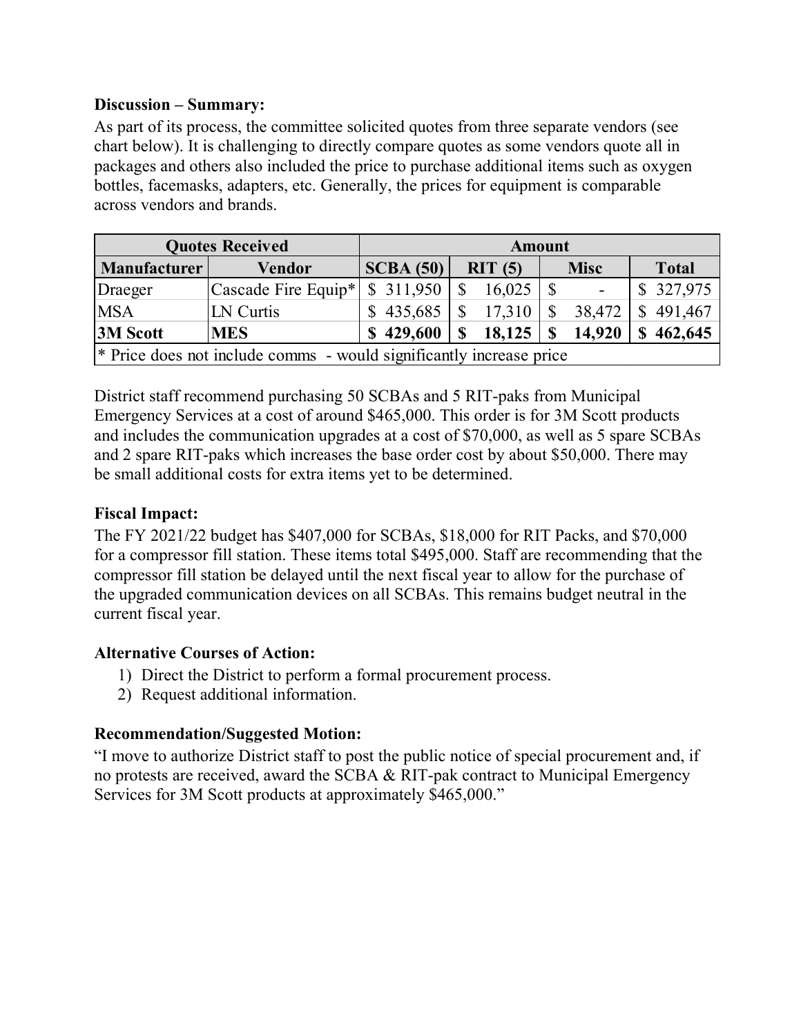**Discussion – Summary:**

As part of its process, the committee solicited quotes from three separate vendors (see chart below). It is challenging to directly compare quotes as some vendors quote all in packages and others also included the price to purchase additional items such as oxygen bottles, facemasks, adapters, etc. Generally, the prices for equipment is comparable across vendors and brands.

| Quotes Received | | Amount | | | |
|---|---|---|---|---|---|
| **Manufacturer** | **Vendor** | **SCBA (50)** | **RIT (5)** | **Misc** | **Total** |
| Draeger | Cascade Fire Equip* | $ 311,950 | $ 16,025 | $ - | $ 327,975 |
| MSA | LN Curtis | $ 435,685 | $ 17,310 | $ 38,472 | $ 491,467 |
| **3M Scott** | **MES** | **$ 429,600** | **$ 18,125** | **$ 14,920** | **$ 462,645** |
| * Price does not include comms - would significantly increase price | | | | | |

District staff recommend purchasing 50 SCBAs and 5 RIT-paks from Municipal Emergency Services at a cost of around $465,000. This order is for 3M Scott products and includes the communication upgrades at a cost of $70,000, as well as 5 spare SCBAs and 2 spare RIT-paks which increases the base order cost by about $50,000. There may be small additional costs for extra items yet to be determined.

**Fiscal Impact:**

The FY 2021/22 budget has $407,000 for SCBAs, $18,000 for RIT Packs, and $70,000 for a compressor fill station. These items total $495,000. Staff are recommending that the compressor fill station be delayed until the next fiscal year to allow for the purchase of the upgraded communication devices on all SCBAs. This remains budget neutral in the current fiscal year.

**Alternative Courses of Action:**

1) Direct the District to perform a formal procurement process.
2) Request additional information.

**Recommendation/Suggested Motion:**

"I move to authorize District staff to post the public notice of special procurement and, if no protests are received, award the SCBA & RIT-pak contract to Municipal Emergency Services for 3M Scott products at approximately $465,000."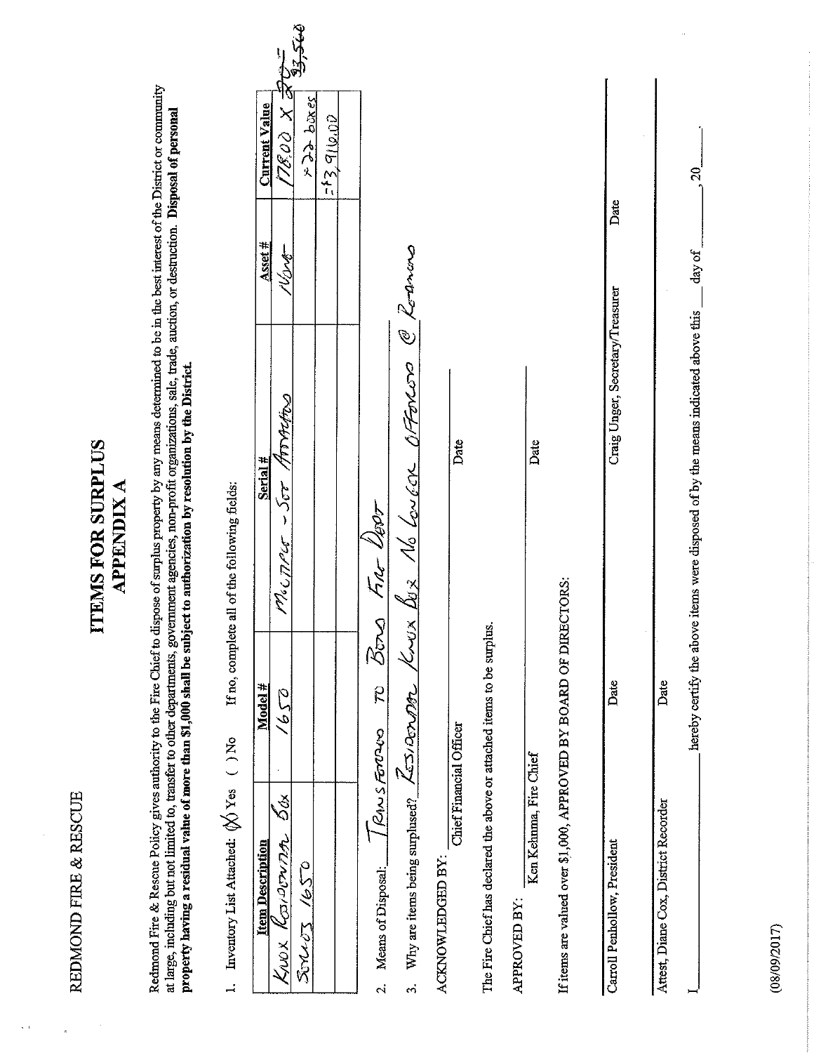REDMOND FIRE & RESCUE

# ITEMS FOR SURPLUS
## APPENDIX A

Redmond Fire & Rescue Policy gives authority to the Fire Chief to dispose of surplus property by any means determined to be in the best interest of the District or community at large, including but not limited to, transfer to other departments, government agencies, non-profit organizations, sale, trade, auction, or destruction. **Disposal of personal property having a residual value of more than $1,000 shall be subject to authorization by resolution by the District.**

1. Inventory List Attached: (X) Yes ( ) No If no, complete all of the following fields:

| Item Description | Model # | Serial # | Asset # | Current Value |
|---|---|---|---|---|
| Knox Responder Box | 1650 | Multiple - See Attached | None | 178.00 X 205 $33,560 |
| Series 1650 | | | | + 22 boxes |
| | | | | =$3,916.00 |
| | | | | |

2. Means of Disposal: Transferred to Bend Fire Dept

3. Why are items being surplused? Responder Knox Box No Longer Offered @ Redmond

ACKNOWLEDGED BY: ______________________________ ______________
Chief Financial Officer Date

The Fire Chief has declared the above or attached items to be surplus.

APPROVED BY: ______________________________ ______________
Ken Kehmna, Fire Chief Date

If items are valued over $1,000, APPROVED BY BOARD OF DIRECTORS:

______________________________ ______________ ______________________________ ______________
Carroll Penhollow, President Date Craig Unger, Secretary/Treasurer Date

______________________________ ______________
Attest, Diane Cox, District Recorder Date

I ______________ hereby certify the above items were disposed of by the means indicated above this ____ day of ____________, 20____.

(08/09/2017)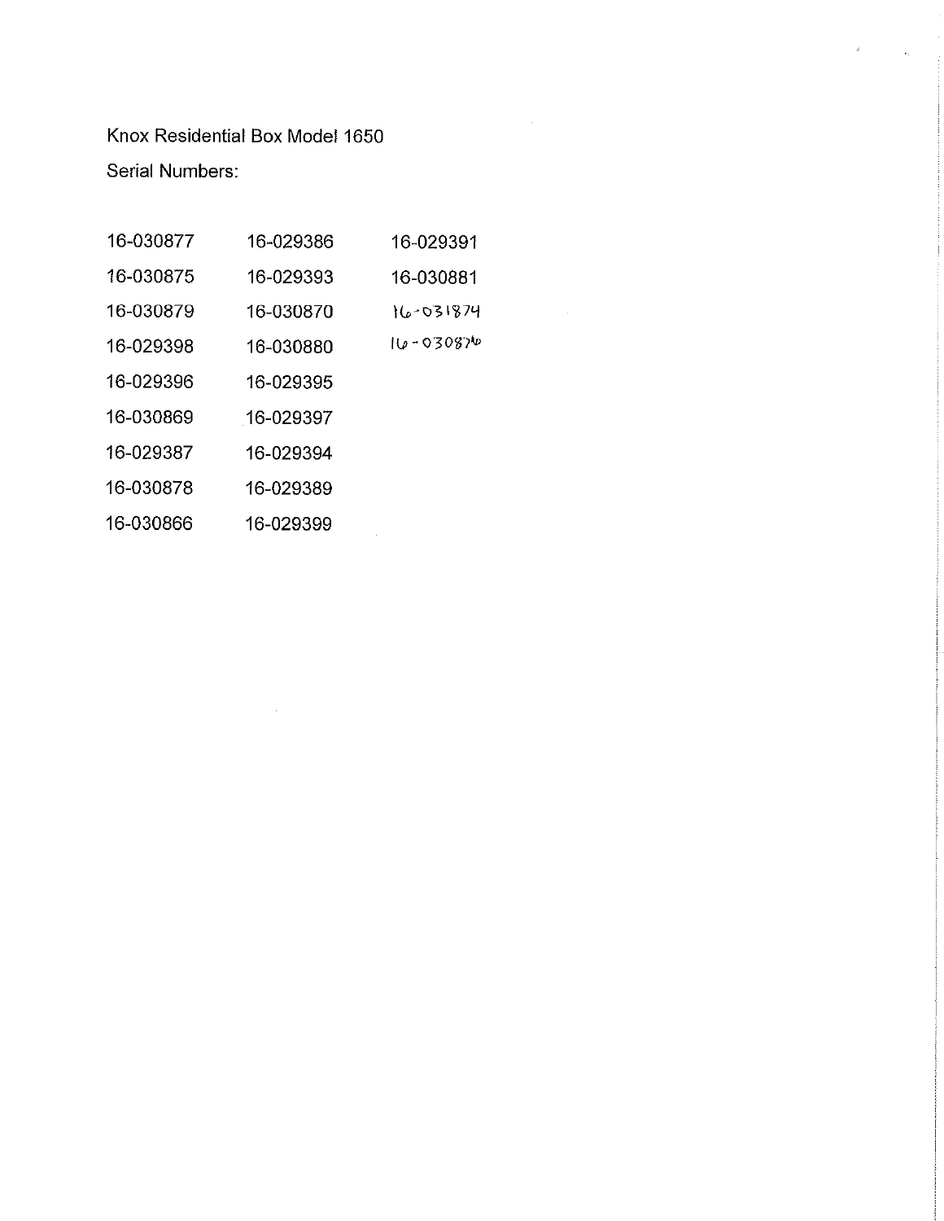Knox Residential Box Model 1650

Serial Numbers:

| | | |
|---|---|---|
| 16-030877 | 16-029386 | 16-029391 |
| 16-030875 | 16-029393 | 16-030881 |
| 16-030879 | 16-030870 | 16-031874 |
| 16-029398 | 16-030880 | 16-030876 |
| 16-029396 | 16-029395 | |
| 16-030869 | 16-029397 | |
| 16-029387 | 16-029394 | |
| 16-030878 | 16-029389 | |
| 16-030866 | 16-029399 | |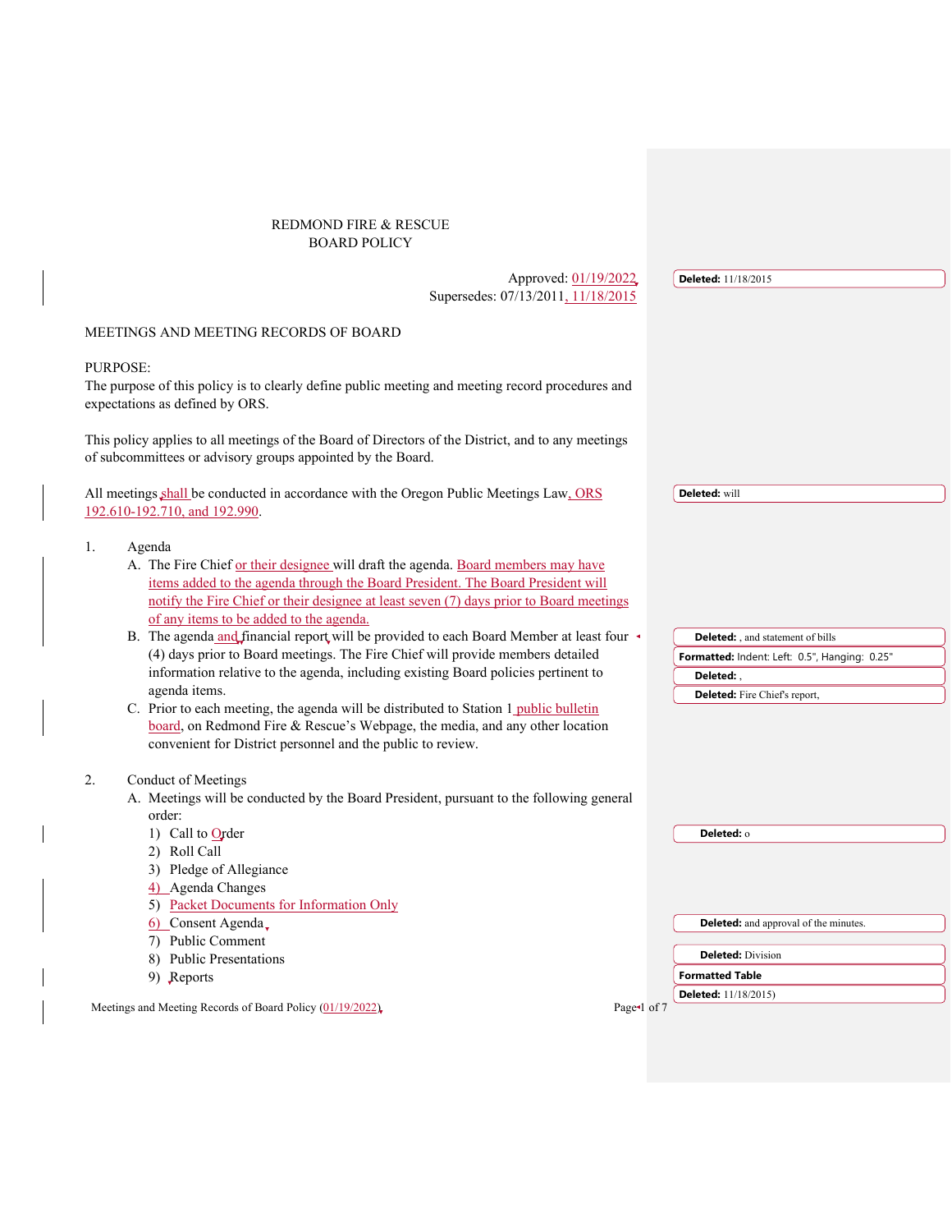REDMOND FIRE & RESCUE
BOARD POLICY

Approved: 01/19/2022
Supersedes: 07/13/2011, 11/18/2015

MEETINGS AND MEETING RECORDS OF BOARD

PURPOSE:
The purpose of this policy is to clearly define public meeting and meeting record procedures and expectations as defined by ORS.

This policy applies to all meetings of the Board of Directors of the District, and to any meetings of subcommittees or advisory groups appointed by the Board.

All meetings shall be conducted in accordance with the Oregon Public Meetings Law, ORS 192.610-192.710, and 192.990.

1. Agenda
   A. The Fire Chief or their designee will draft the agenda. Board members may have items added to the agenda through the Board President. The Board President will notify the Fire Chief or their designee at least seven (7) days prior to Board meetings of any items to be added to the agenda.
   B. The agenda and financial report will be provided to each Board Member at least four (4) days prior to Board meetings. The Fire Chief will provide members detailed information relative to the agenda, including existing Board policies pertinent to agenda items.
   C. Prior to each meeting, the agenda will be distributed to Station 1 public bulletin board, on Redmond Fire & Rescue's Webpage, the media, and any other location convenient for District personnel and the public to review.

2. Conduct of Meetings
   A. Meetings will be conducted by the Board President, pursuant to the following general order:
      1) Call to Order
      2) Roll Call
      3) Pledge of Allegiance
      4) Agenda Changes
      5) Packet Documents for Information Only
      6) Consent Agenda
      7) Public Comment
      8) Public Presentations
      9) Reports

Deleted: 11/18/2015
Deleted: will
Deleted: , and statement of bills
Formatted: Indent: Left: 0.5", Hanging: 0.25"
Deleted: ,
Deleted: Fire Chief's report,
Deleted: o
Deleted: and approval of the minutes.
Deleted: Division
Formatted Table
Deleted: 11/18/2015)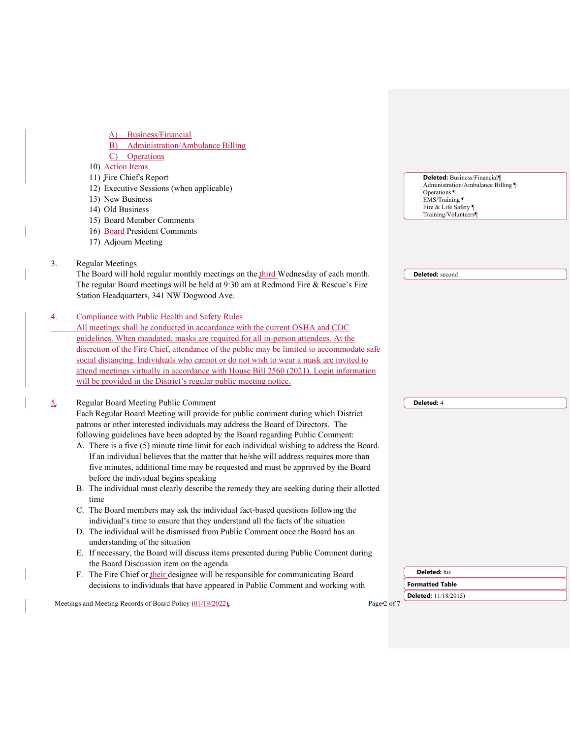A) Business/Financial
B) Administration/Ambulance Billing
C) Operations

10) Action Items
11) Fire Chief's Report
12) Executive Sessions (when applicable)
13) New Business
14) Old Business
15) Board Member Comments
16) Board President Comments
17) Adjourn Meeting

3. Regular Meetings
The Board will hold regular monthly meetings on the third Wednesday of each month. The regular Board meetings will be held at 9:30 am at Redmond Fire & Rescue's Fire Station Headquarters, 341 NW Dogwood Ave.

4. Compliance with Public Health and Safety Rules
All meetings shall be conducted in accordance with the current OSHA and CDC guidelines. When mandated, masks are required for all in-person attendees. At the discretion of the Fire Chief, attendance of the public may be limited to accommodate safe social distancing. Individuals who cannot or do not wish to wear a mask are invited to attend meetings virtually in accordance with House Bill 2560 (2021). Login information will be provided in the District's regular public meeting notice.

5. Regular Board Meeting Public Comment
Each Regular Board Meeting will provide for public comment during which District patrons or other interested individuals may address the Board of Directors. The following guidelines have been adopted by the Board regarding Public Comment:

A. There is a five (5) minute time limit for each individual wishing to address the Board. If an individual believes that the matter that he/she will address requires more than five minutes, additional time may be requested and must be approved by the Board before the individual begins speaking
B. The individual must clearly describe the remedy they are seeking during their allotted time
C. The Board members may ask the individual fact-based questions following the individual's time to ensure that they understand all the facts of the situation
D. The individual will be dismissed from Public Comment once the Board has an understanding of the situation
E. If necessary, the Board will discuss items presented during Public Comment during the Board Discussion item on the agenda
F. The Fire Chief or their designee will be responsible for communicating Board decisions to individuals that have appeared in Public Comment and working with

Deleted: Business/Financial¶ Administration/Ambulance Billing ¶ Operations ¶ EMS/Training ¶ Fire & Life Safety ¶ Training/Volunteers¶

Deleted: second

Deleted: 4

Deleted: his

Formatted Table

Deleted: 11/18/2015)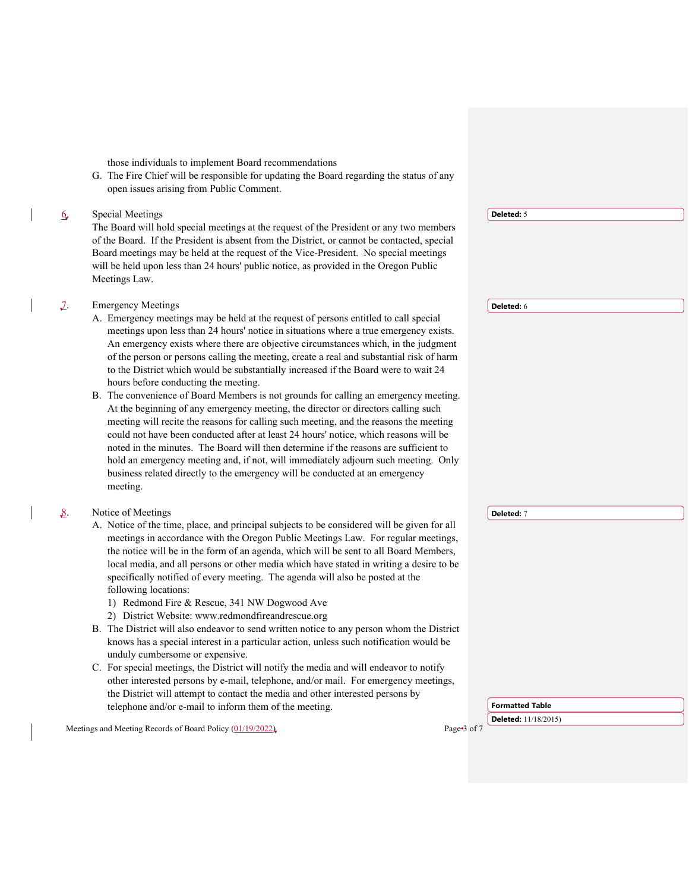those individuals to implement Board recommendations

G. The Fire Chief will be responsible for updating the Board regarding the status of any open issues arising from Public Comment.

6. Special Meetings

The Board will hold special meetings at the request of the President or any two members of the Board. If the President is absent from the District, or cannot be contacted, special Board meetings may be held at the request of the Vice-President. No special meetings will be held upon less than 24 hours' public notice, as provided in the Oregon Public Meetings Law.

7. Emergency Meetings

A. Emergency meetings may be held at the request of persons entitled to call special meetings upon less than 24 hours' notice in situations where a true emergency exists. An emergency exists where there are objective circumstances which, in the judgment of the person or persons calling the meeting, create a real and substantial risk of harm to the District which would be substantially increased if the Board were to wait 24 hours before conducting the meeting.

B. The convenience of Board Members is not grounds for calling an emergency meeting. At the beginning of any emergency meeting, the director or directors calling such meeting will recite the reasons for calling such meeting, and the reasons the meeting could not have been conducted after at least 24 hours' notice, which reasons will be noted in the minutes. The Board will then determine if the reasons are sufficient to hold an emergency meeting and, if not, will immediately adjourn such meeting. Only business related directly to the emergency will be conducted at an emergency meeting.

8. Notice of Meetings

A. Notice of the time, place, and principal subjects to be considered will be given for all meetings in accordance with the Oregon Public Meetings Law. For regular meetings, the notice will be in the form of an agenda, which will be sent to all Board Members, local media, and all persons or other media which have stated in writing a desire to be specifically notified of every meeting. The agenda will also be posted at the following locations:
   1) Redmond Fire & Rescue, 341 NW Dogwood Ave
   2) District Website: www.redmondfireandrescue.org

B. The District will also endeavor to send written notice to any person whom the District knows has a special interest in a particular action, unless such notification would be unduly cumbersome or expensive.

C. For special meetings, the District will notify the media and will endeavor to notify other interested persons by e-mail, telephone, and/or mail. For emergency meetings, the District will attempt to contact the media and other interested persons by telephone and/or e-mail to inform them of the meeting.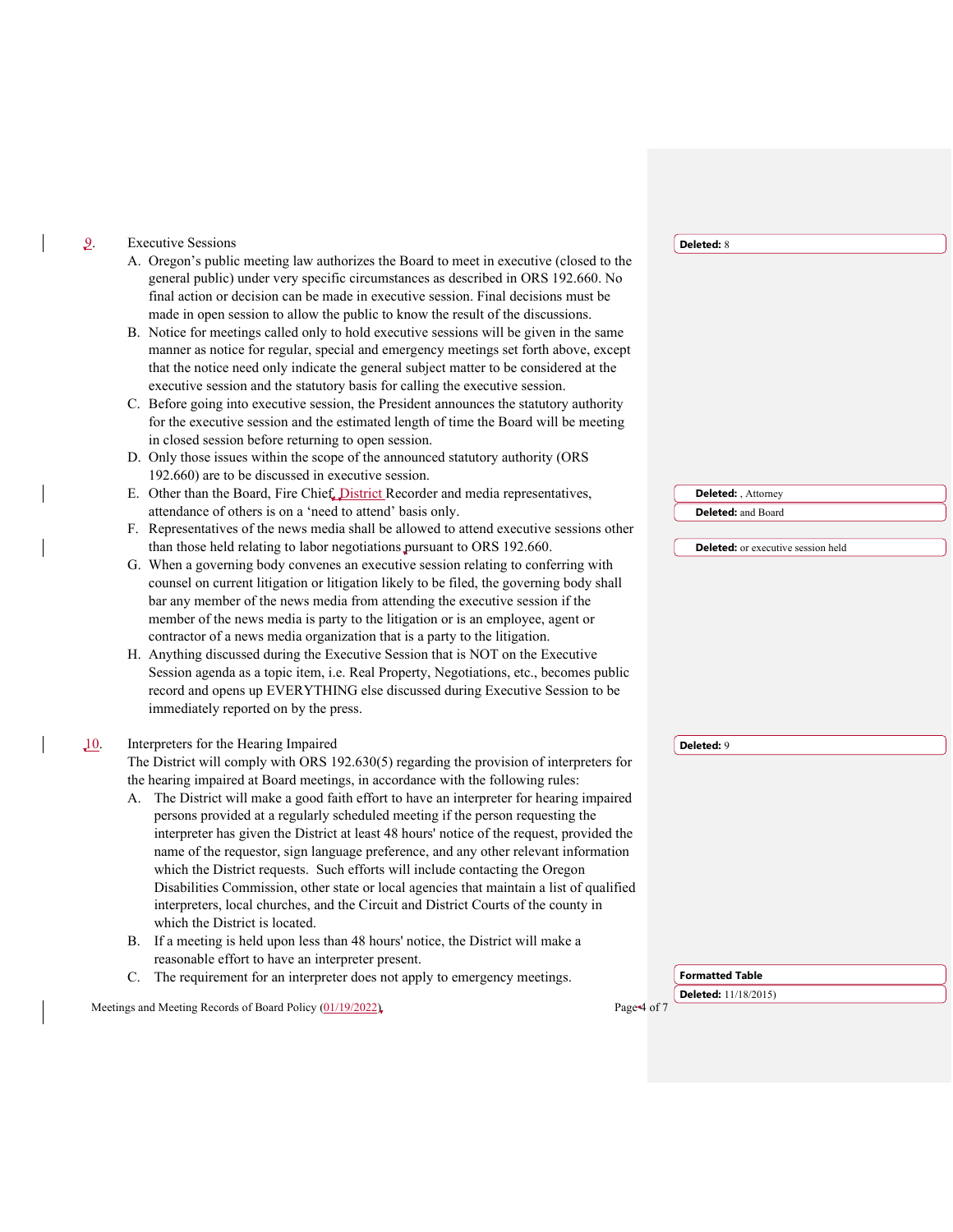9. Executive Sessions

A. Oregon's public meeting law authorizes the Board to meet in executive (closed to the general public) under very specific circumstances as described in ORS 192.660. No final action or decision can be made in executive session. Final decisions must be made in open session to allow the public to know the result of the discussions.

B. Notice for meetings called only to hold executive sessions will be given in the same manner as notice for regular, special and emergency meetings set forth above, except that the notice need only indicate the general subject matter to be considered at the executive session and the statutory basis for calling the executive session.

C. Before going into executive session, the President announces the statutory authority for the executive session and the estimated length of time the Board will be meeting in closed session before returning to open session.

D. Only those issues within the scope of the announced statutory authority (ORS 192.660) are to be discussed in executive session.

E. Other than the Board, Fire Chief, District Recorder and media representatives, attendance of others is on a 'need to attend' basis only.

F. Representatives of the news media shall be allowed to attend executive sessions other than those held relating to labor negotiations pursuant to ORS 192.660.

G. When a governing body convenes an executive session relating to conferring with counsel on current litigation or litigation likely to be filed, the governing body shall bar any member of the news media from attending the executive session if the member of the news media is party to the litigation or is an employee, agent or contractor of a news media organization that is a party to the litigation.

H. Anything discussed during the Executive Session that is NOT on the Executive Session agenda as a topic item, i.e. Real Property, Negotiations, etc., becomes public record and opens up EVERYTHING else discussed during Executive Session to be immediately reported on by the press.

10. Interpreters for the Hearing Impaired

The District will comply with ORS 192.630(5) regarding the provision of interpreters for the hearing impaired at Board meetings, in accordance with the following rules:

A. The District will make a good faith effort to have an interpreter for hearing impaired persons provided at a regularly scheduled meeting if the person requesting the interpreter has given the District at least 48 hours' notice of the request, provided the name of the requestor, sign language preference, and any other relevant information which the District requests. Such efforts will include contacting the Oregon Disabilities Commission, other state or local agencies that maintain a list of qualified interpreters, local churches, and the Circuit and District Courts of the county in which the District is located.

B. If a meeting is held upon less than 48 hours' notice, the District will make a reasonable effort to have an interpreter present.

C. The requirement for an interpreter does not apply to emergency meetings.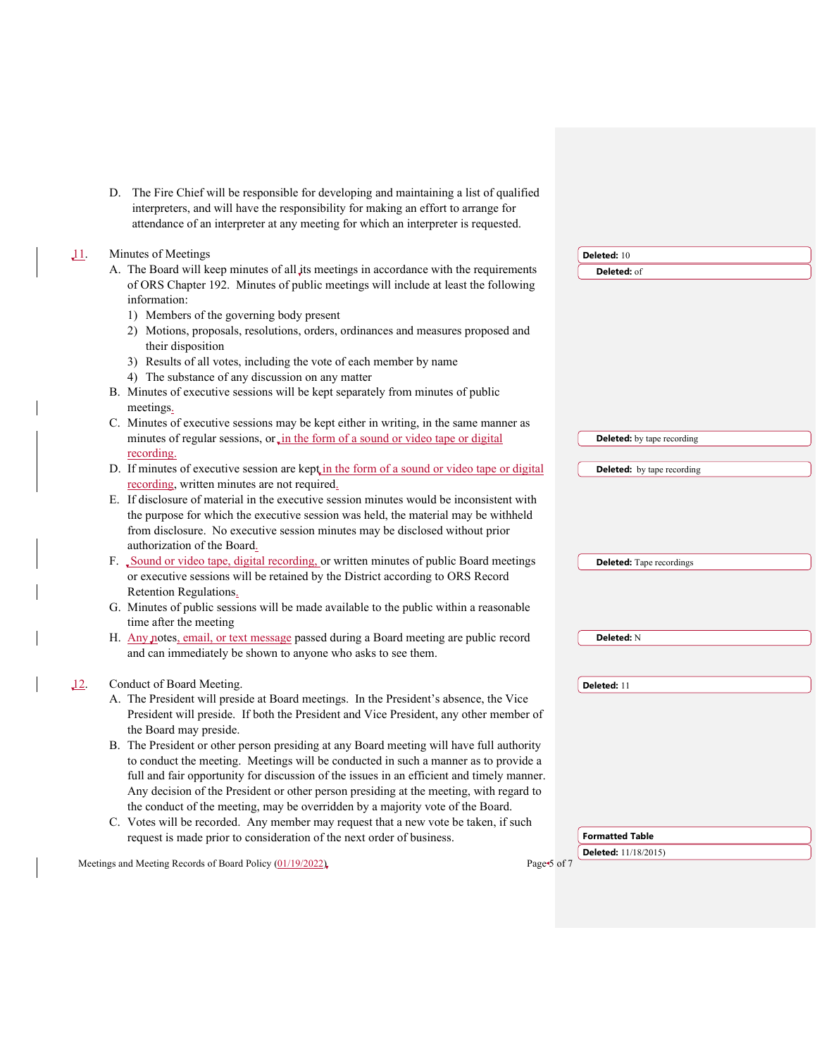D. The Fire Chief will be responsible for developing and maintaining a list of qualified interpreters, and will have the responsibility for making an effort to arrange for attendance of an interpreter at any meeting for which an interpreter is requested.

11. Minutes of Meetings

A. The Board will keep minutes of all its meetings in accordance with the requirements of ORS Chapter 192. Minutes of public meetings will include at least the following information:
   1) Members of the governing body present
   2) Motions, proposals, resolutions, orders, ordinances and measures proposed and their disposition
   3) Results of all votes, including the vote of each member by name
   4) The substance of any discussion on any matter

B. Minutes of executive sessions will be kept separately from minutes of public meetings.

C. Minutes of executive sessions may be kept either in writing, in the same manner as minutes of regular sessions, or, in the form of a sound or video tape or digital recording.

D. If minutes of executive session are kept in the form of a sound or video tape or digital recording, written minutes are not required.

E. If disclosure of material in the executive session minutes would be inconsistent with the purpose for which the executive session was held, the material may be withheld from disclosure. No executive session minutes may be disclosed without prior authorization of the Board.

F. Sound or video tape, digital recording, or written minutes of public Board meetings or executive sessions will be retained by the District according to ORS Record Retention Regulations.

G. Minutes of public sessions will be made available to the public within a reasonable time after the meeting

H. Any notes, email, or text message passed during a Board meeting are public record and can immediately be shown to anyone who asks to see them.

12. Conduct of Board Meeting.

A. The President will preside at Board meetings. In the President's absence, the Vice President will preside. If both the President and Vice President, any other member of the Board may preside.

B. The President or other person presiding at any Board meeting will have full authority to conduct the meeting. Meetings will be conducted in such a manner as to provide a full and fair opportunity for discussion of the issues in an efficient and timely manner. Any decision of the President or other person presiding at the meeting, with regard to the conduct of the meeting, may be overridden by a majority vote of the Board.

C. Votes will be recorded. Any member may request that a new vote be taken, if such request is made prior to consideration of the next order of business.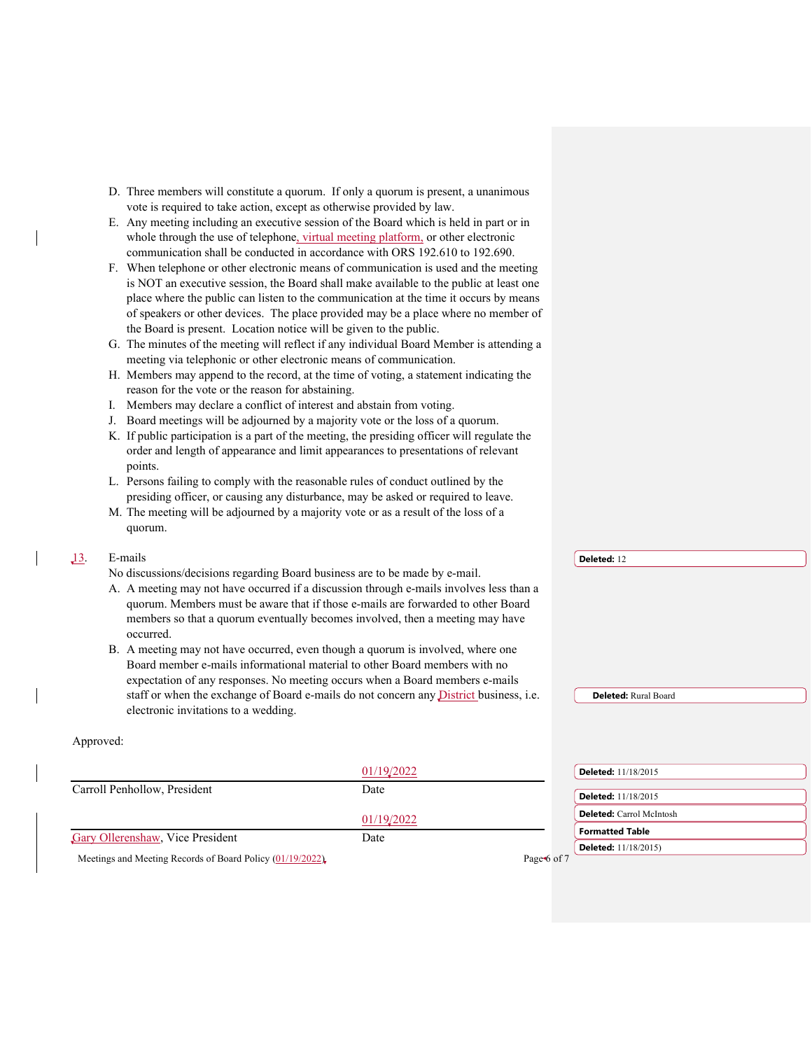D. Three members will constitute a quorum. If only a quorum is present, a unanimous vote is required to take action, except as otherwise provided by law.

E. Any meeting including an executive session of the Board which is held in part or in whole through the use of telephone, virtual meeting platform, or other electronic communication shall be conducted in accordance with ORS 192.610 to 192.690.

F. When telephone or other electronic means of communication is used and the meeting is NOT an executive session, the Board shall make available to the public at least one place where the public can listen to the communication at the time it occurs by means of speakers or other devices. The place provided may be a place where no member of the Board is present. Location notice will be given to the public.

G. The minutes of the meeting will reflect if any individual Board Member is attending a meeting via telephonic or other electronic means of communication.

H. Members may append to the record, at the time of voting, a statement indicating the reason for the vote or the reason for abstaining.

I. Members may declare a conflict of interest and abstain from voting.

J. Board meetings will be adjourned by a majority vote or the loss of a quorum.

K. If public participation is a part of the meeting, the presiding officer will regulate the order and length of appearance and limit appearances to presentations of relevant points.

L. Persons failing to comply with the reasonable rules of conduct outlined by the presiding officer, or causing any disturbance, may be asked or required to leave.

M. The meeting will be adjourned by a majority vote or as a result of the loss of a quorum.

13. E-mails

No discussions/decisions regarding Board business are to be made by e-mail.

A. A meeting may not have occurred if a discussion through e-mails involves less than a quorum. Members must be aware that if those e-mails are forwarded to other Board members so that a quorum eventually becomes involved, then a meeting may have occurred.

B. A meeting may not have occurred, even though a quorum is involved, where one Board member e-mails informational material to other Board members with no expectation of any responses. No meeting occurs when a Board members e-mails staff or when the exchange of Board e-mails do not concern any District business, i.e. electronic invitations to a wedding.

Approved:

| | |
|---|---|
| | 01/19/2022 |
| Carroll Penhollow, President | Date |
| | 01/19/2022 |
| Gary Ollerenshaw, Vice President | Date |

Meetings and Meeting Records of Board Policy (01/19/2022)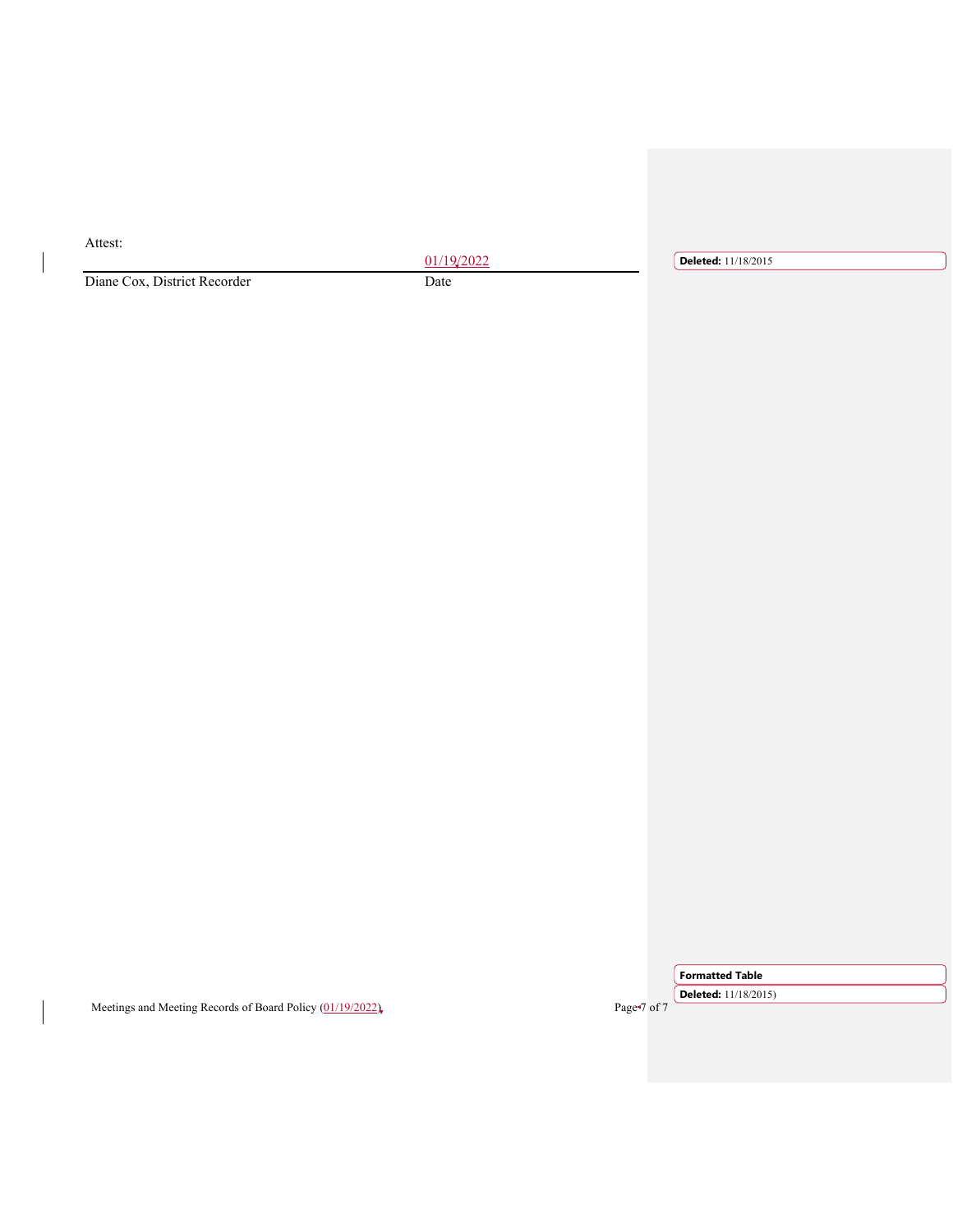Attest:

| | |
|---|---|
| | 01/19/2022 |
| Diane Cox, District Recorder | Date |

Deleted: 11/18/2015

Formatted Table

Deleted: 11/18/2015)